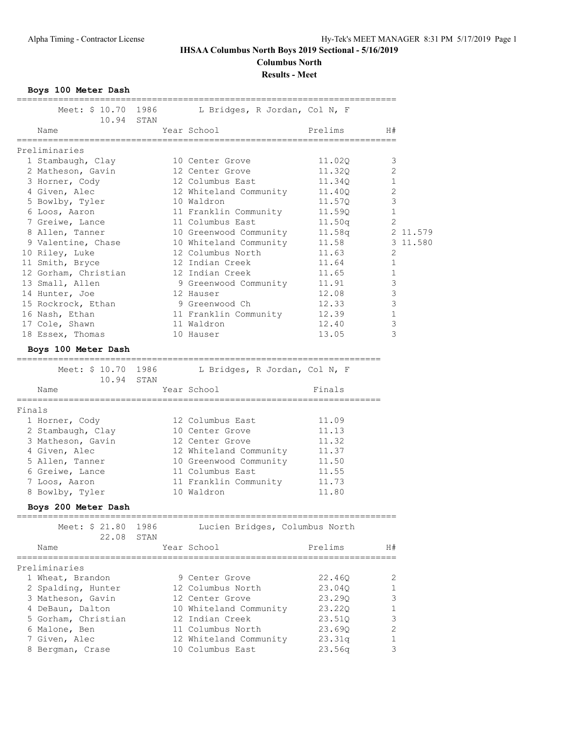# IHSAA Columbus North Boys 2019 Sectional - 5/16/2019

## Columbus North

### Results - Meet

**Boys 100 Meter Dash**

Meet: $ 10.70 1986 L Bridges, R Jordan, Col N, F
10.94 STAN

Preliminaries

| | Name | Year | School | Prelims | H# | |
|---|---|---|---|---|---|---|
| 1 | Stambaugh, Clay | 10 | Center Grove | 11.02Q | 3 | |
| 2 | Matheson, Gavin | 12 | Center Grove | 11.32Q | 2 | |
| 3 | Horner, Cody | 12 | Columbus East | 11.34Q | 1 | |
| 4 | Given, Alec | 12 | Whiteland Community | 11.40Q | 2 | |
| 5 | Bowlby, Tyler | 10 | Waldron | 11.57Q | 3 | |
| 6 | Loos, Aaron | 11 | Franklin Community | 11.59Q | 1 | |
| 7 | Greiwe, Lance | 11 | Columbus East | 11.50q | 2 | |
| 8 | Allen, Tanner | 10 | Greenwood Community | 11.58q | 2 | 11.579 |
| 9 | Valentine, Chase | 10 | Whiteland Community | 11.58 | 3 | 11.580 |
| 10 | Riley, Luke | 12 | Columbus North | 11.63 | 2 | |
| 11 | Smith, Bryce | 12 | Indian Creek | 11.64 | 1 | |
| 12 | Gorham, Christian | 12 | Indian Creek | 11.65 | 1 | |
| 13 | Small, Allen | 9 | Greenwood Community | 11.91 | 3 | |
| 14 | Hunter, Joe | 12 | Hauser | 12.08 | 3 | |
| 15 | Rockrock, Ethan | 9 | Greenwood Ch | 12.33 | 3 | |
| 16 | Nash, Ethan | 11 | Franklin Community | 12.39 | 1 | |
| 17 | Cole, Shawn | 11 | Waldron | 12.40 | 3 | |
| 18 | Essex, Thomas | 10 | Hauser | 13.05 | 3 | |

**Boys 100 Meter Dash**

Meet: $ 10.70 1986 L Bridges, R Jordan, Col N, F
10.94 STAN

Finals

| | Name | Year | School | Finals |
|---|---|---|---|---|
| 1 | Horner, Cody | 12 | Columbus East | 11.09 |
| 2 | Stambaugh, Clay | 10 | Center Grove | 11.13 |
| 3 | Matheson, Gavin | 12 | Center Grove | 11.32 |
| 4 | Given, Alec | 12 | Whiteland Community | 11.37 |
| 5 | Allen, Tanner | 10 | Greenwood Community | 11.50 |
| 6 | Greiwe, Lance | 11 | Columbus East | 11.55 |
| 7 | Loos, Aaron | 11 | Franklin Community | 11.73 |
| 8 | Bowlby, Tyler | 10 | Waldron | 11.80 |

**Boys 200 Meter Dash**

Meet: $ 21.80 1986 Lucien Bridges, Columbus North
22.08 STAN

Preliminaries

| | Name | Year | School | Prelims | H# |
|---|---|---|---|---|---|
| 1 | Wheat, Brandon | 9 | Center Grove | 22.46Q | 2 |
| 2 | Spalding, Hunter | 12 | Columbus North | 23.04Q | 1 |
| 3 | Matheson, Gavin | 12 | Center Grove | 23.29Q | 3 |
| 4 | DeBaun, Dalton | 10 | Whiteland Community | 23.22Q | 1 |
| 5 | Gorham, Christian | 12 | Indian Creek | 23.51Q | 3 |
| 6 | Malone, Ben | 11 | Columbus North | 23.69Q | 2 |
| 7 | Given, Alec | 12 | Whiteland Community | 23.31q | 1 |
| 8 | Bergman, Crase | 10 | Columbus East | 23.56q | 3 |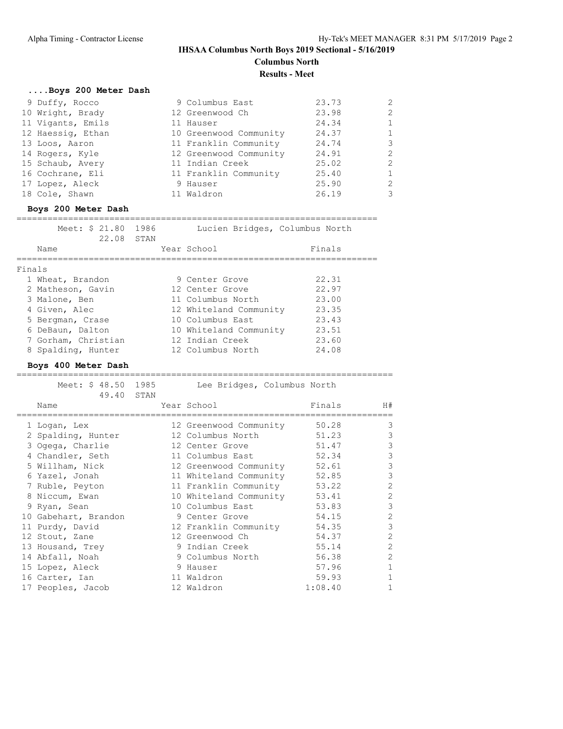# IHSAA Columbus North Boys 2019 Sectional - 5/16/2019

## Columbus North

### Results - Meet

#### ....Boys 200 Meter Dash

| Place | Name | Year | School | Finals | H# |
|---|---|---|---|---|---|
| 9 | Duffy, Rocco | 9 | Columbus East | 23.73 | 2 |
| 10 | Wright, Brady | 12 | Greenwood Ch | 23.98 | 2 |
| 11 | Vigants, Emils | 11 | Hauser | 24.34 | 1 |
| 12 | Haessig, Ethan | 10 | Greenwood Community | 24.37 | 1 |
| 13 | Loos, Aaron | 11 | Franklin Community | 24.74 | 3 |
| 14 | Rogers, Kyle | 12 | Greenwood Community | 24.91 | 2 |
| 15 | Schaub, Avery | 11 | Indian Creek | 25.02 | 2 |
| 16 | Cochrane, Eli | 11 | Franklin Community | 25.40 | 1 |
| 17 | Lopez, Aleck | 9 | Hauser | 25.90 | 2 |
| 18 | Cole, Shawn | 11 | Waldron | 26.19 | 3 |

#### Boys 200 Meter Dash

Meet: $ 21.80 1986 Lucien Bridges, Columbus North
22.08 STAN

Finals

| Place | Name | Year | School | Finals |
|---|---|---|---|---|
| 1 | Wheat, Brandon | 9 | Center Grove | 22.31 |
| 2 | Matheson, Gavin | 12 | Center Grove | 22.97 |
| 3 | Malone, Ben | 11 | Columbus North | 23.00 |
| 4 | Given, Alec | 12 | Whiteland Community | 23.35 |
| 5 | Bergman, Crase | 10 | Columbus East | 23.43 |
| 6 | DeBaun, Dalton | 10 | Whiteland Community | 23.51 |
| 7 | Gorham, Christian | 12 | Indian Creek | 23.60 |
| 8 | Spalding, Hunter | 12 | Columbus North | 24.08 |

#### Boys 400 Meter Dash

Meet: $ 48.50 1985 Lee Bridges, Columbus North
49.40 STAN

| Place | Name | Year | School | Finals | H# |
|---|---|---|---|---|---|
| 1 | Logan, Lex | 12 | Greenwood Community | 50.28 | 3 |
| 2 | Spalding, Hunter | 12 | Columbus North | 51.23 | 3 |
| 3 | Ogega, Charlie | 12 | Center Grove | 51.47 | 3 |
| 4 | Chandler, Seth | 11 | Columbus East | 52.34 | 3 |
| 5 | Willham, Nick | 12 | Greenwood Community | 52.61 | 3 |
| 6 | Yazel, Jonah | 11 | Whiteland Community | 52.85 | 3 |
| 7 | Ruble, Peyton | 11 | Franklin Community | 53.22 | 2 |
| 8 | Niccum, Ewan | 10 | Whiteland Community | 53.41 | 2 |
| 9 | Ryan, Sean | 10 | Columbus East | 53.83 | 3 |
| 10 | Gabehart, Brandon | 9 | Center Grove | 54.15 | 2 |
| 11 | Purdy, David | 12 | Franklin Community | 54.35 | 3 |
| 12 | Stout, Zane | 12 | Greenwood Ch | 54.37 | 2 |
| 13 | Housand, Trey | 9 | Indian Creek | 55.14 | 2 |
| 14 | Abfall, Noah | 9 | Columbus North | 56.38 | 2 |
| 15 | Lopez, Aleck | 9 | Hauser | 57.96 | 1 |
| 16 | Carter, Ian | 11 | Waldron | 59.93 | 1 |
| 17 | Peoples, Jacob | 12 | Waldron | 1:08.40 | 1 |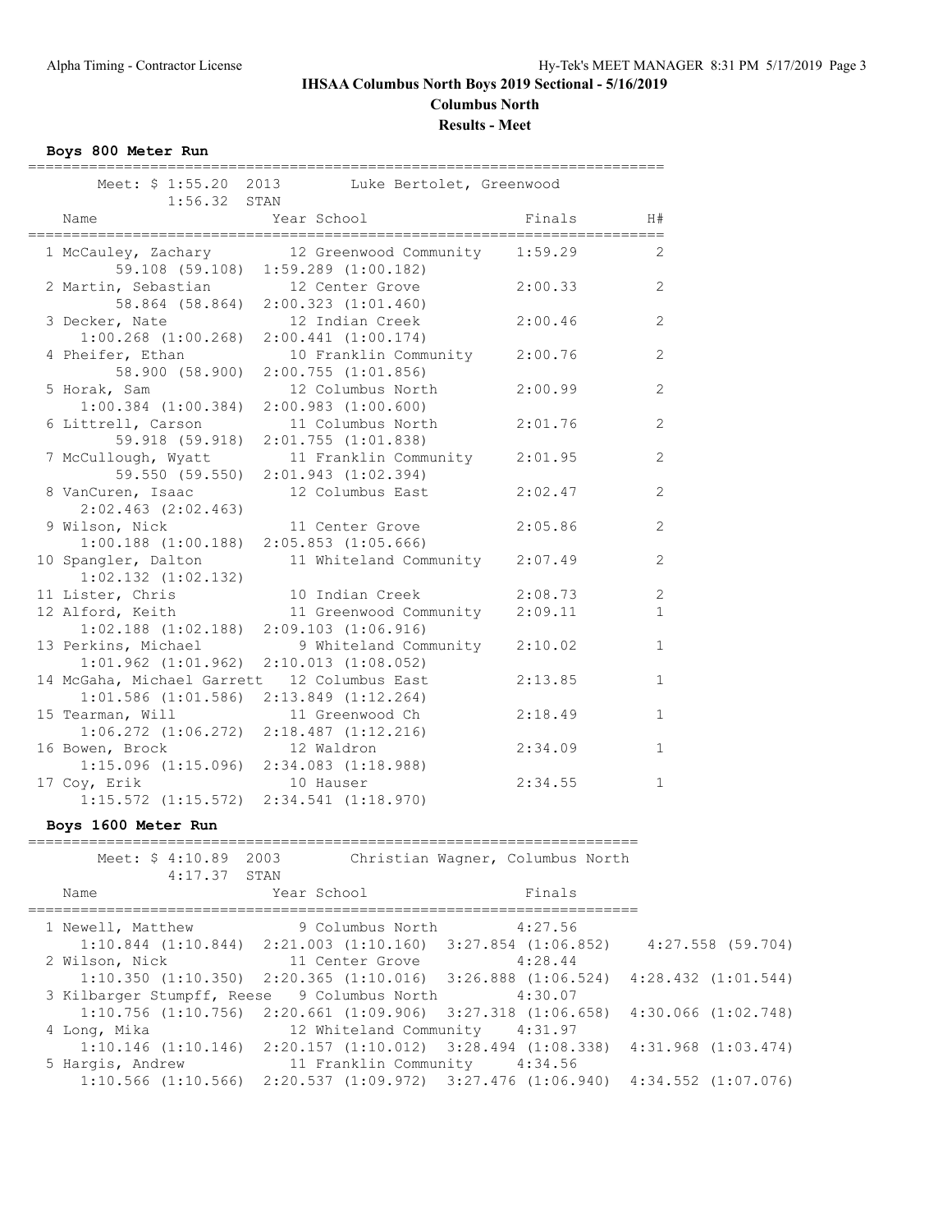# IHSAA Columbus North Boys 2019 Sectional - 5/16/2019

## Columbus North

## Results - Meet

### Boys 800 Meter Run

Meet: $ 1:55.20  2013  Luke Bertolet, Greenwood
1:56.32  STAN

| Name | Year | School | Finals | H# |
|---|---|---|---|---|
| 1 McCauley, Zachary | 12 | Greenwood Community | 1:59.29 | 2 |
| 59.108 (59.108)  1:59.289 (1:00.182) | | | | |
| 2 Martin, Sebastian | 12 | Center Grove | 2:00.33 | 2 |
| 58.864 (58.864)  2:00.323 (1:01.460) | | | | |
| 3 Decker, Nate | 12 | Indian Creek | 2:00.46 | 2 |
| 1:00.268 (1:00.268)  2:00.441 (1:00.174) | | | | |
| 4 Pheifer, Ethan | 10 | Franklin Community | 2:00.76 | 2 |
| 58.900 (58.900)  2:00.755 (1:01.856) | | | | |
| 5 Horak, Sam | 12 | Columbus North | 2:00.99 | 2 |
| 1:00.384 (1:00.384)  2:00.983 (1:00.600) | | | | |
| 6 Littrell, Carson | 11 | Columbus North | 2:01.76 | 2 |
| 59.918 (59.918)  2:01.755 (1:01.838) | | | | |
| 7 McCullough, Wyatt | 11 | Franklin Community | 2:01.95 | 2 |
| 59.550 (59.550)  2:01.943 (1:02.394) | | | | |
| 8 VanCuren, Isaac | 12 | Columbus East | 2:02.47 | 2 |
| 2:02.463 (2:02.463) | | | | |
| 9 Wilson, Nick | 11 | Center Grove | 2:05.86 | 2 |
| 1:00.188 (1:00.188)  2:05.853 (1:05.666) | | | | |
| 10 Spangler, Dalton | 11 | Whiteland Community | 2:07.49 | 2 |
| 1:02.132 (1:02.132) | | | | |
| 11 Lister, Chris | 10 | Indian Creek | 2:08.73 | 2 |
| 12 Alford, Keith | 11 | Greenwood Community | 2:09.11 | 1 |
| 1:02.188 (1:02.188)  2:09.103 (1:06.916) | | | | |
| 13 Perkins, Michael | 9 | Whiteland Community | 2:10.02 | 1 |
| 1:01.962 (1:01.962)  2:10.013 (1:08.052) | | | | |
| 14 McGaha, Michael Garrett | 12 | Columbus East | 2:13.85 | 1 |
| 1:01.586 (1:01.586)  2:13.849 (1:12.264) | | | | |
| 15 Tearman, Will | 11 | Greenwood Ch | 2:18.49 | 1 |
| 1:06.272 (1:06.272)  2:18.487 (1:12.216) | | | | |
| 16 Bowen, Brock | 12 | Waldron | 2:34.09 | 1 |
| 1:15.096 (1:15.096)  2:34.083 (1:18.988) | | | | |
| 17 Coy, Erik | 10 | Hauser | 2:34.55 | 1 |
| 1:15.572 (1:15.572)  2:34.541 (1:18.970) | | | | |

### Boys 1600 Meter Run

Meet: $ 4:10.89  2003  Christian Wagner, Columbus North
4:17.37  STAN

| Name | Year | School | Finals |
|---|---|---|---|
| 1 Newell, Matthew | 9 | Columbus North | 4:27.56 |
| 1:10.844 (1:10.844)  2:21.003 (1:10.160)  3:27.854 (1:06.852)  4:27.558 (59.704) | | | |
| 2 Wilson, Nick | 11 | Center Grove | 4:28.44 |
| 1:10.350 (1:10.350)  2:20.365 (1:10.016)  3:26.888 (1:06.524)  4:28.432 (1:01.544) | | | |
| 3 Kilbarger Stumpff, Reese | 9 | Columbus North | 4:30.07 |
| 1:10.756 (1:10.756)  2:20.661 (1:09.906)  3:27.318 (1:06.658)  4:30.066 (1:02.748) | | | |
| 4 Long, Mika | 12 | Whiteland Community | 4:31.97 |
| 1:10.146 (1:10.146)  2:20.157 (1:10.012)  3:28.494 (1:08.338)  4:31.968 (1:03.474) | | | |
| 5 Hargis, Andrew | 11 | Franklin Community | 4:34.56 |
| 1:10.566 (1:10.566)  2:20.537 (1:09.972)  3:27.476 (1:06.940)  4:34.552 (1:07.076) | | | |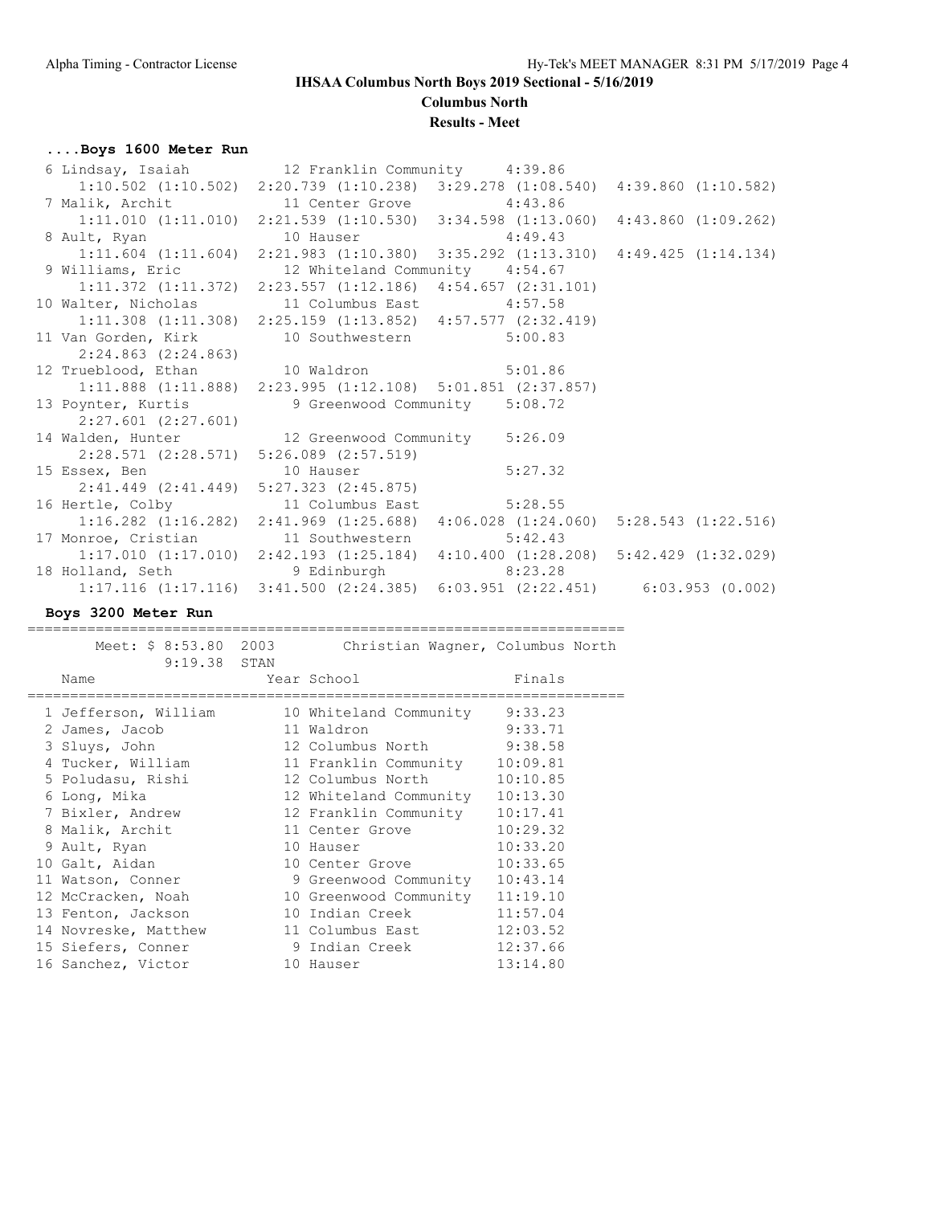IHSAA Columbus North Boys 2019 Sectional - 5/16/2019

Columbus North

Results - Meet

### ....Boys 1600 Meter Run

```
  6 Lindsay, Isaiah          12 Franklin Community     4:39.86
     1:10.502 (1:10.502)  2:20.739 (1:10.238)  3:29.278 (1:08.540)  4:39.860 (1:10.582)
  7 Malik, Archit            11 Center Grove           4:43.86
     1:11.010 (1:11.010)  2:21.539 (1:10.530)  3:34.598 (1:13.060)  4:43.860 (1:09.262)
  8 Ault, Ryan               10 Hauser                 4:49.43
     1:11.604 (1:11.604)  2:21.983 (1:10.380)  3:35.292 (1:13.310)  4:49.425 (1:14.134)
  9 Williams, Eric           12 Whiteland Community    4:54.67
     1:11.372 (1:11.372)  2:23.557 (1:12.186)  4:54.657 (2:31.101)
 10 Walter, Nicholas         11 Columbus East          4:57.58
     1:11.308 (1:11.308)  2:25.159 (1:13.852)  4:57.577 (2:32.419)
 11 Van Gorden, Kirk         10 Southwestern           5:00.83
     2:24.863 (2:24.863)
 12 Trueblood, Ethan         10 Waldron                5:01.86
     1:11.888 (1:11.888)  2:23.995 (1:12.108)  5:01.851 (2:37.857)
 13 Poynter, Kurtis           9 Greenwood Community    5:08.72
     2:27.601 (2:27.601)
 14 Walden, Hunter           12 Greenwood Community    5:26.09
     2:28.571 (2:28.571)  5:26.089 (2:57.519)
 15 Essex, Ben               10 Hauser                 5:27.32
     2:41.449 (2:41.449)  5:27.323 (2:45.875)
 16 Hertle, Colby            11 Columbus East          5:28.55
     1:16.282 (1:16.282)  2:41.969 (1:25.688)  4:06.028 (1:24.060)  5:28.543 (1:22.516)
 17 Monroe, Cristian         11 Southwestern           5:42.43
     1:17.010 (1:17.010)  2:42.193 (1:25.184)  4:10.400 (1:28.208)  5:42.429 (1:32.029)
 18 Holland, Seth             9 Edinburgh              8:23.28
     1:17.116 (1:17.116)  3:41.500 (2:24.385)  6:03.951 (2:22.451)     6:03.953 (0.002)
```

### Boys 3200 Meter Run

```
=====================================================================
       Meet: $ 8:53.80  2003        Christian Wagner, Columbus North
             9:19.38  STAN
    Name                    Year School                  Finals
=====================================================================
  1 Jefferson, William       10 Whiteland Community    9:33.23
  2 James, Jacob             11 Waldron                9:33.71
  3 Sluys, John              12 Columbus North         9:38.58
  4 Tucker, William          11 Franklin Community    10:09.81
  5 Poludasu, Rishi          12 Columbus North        10:10.85
  6 Long, Mika               12 Whiteland Community   10:13.30
  7 Bixler, Andrew           12 Franklin Community    10:17.41
  8 Malik, Archit            11 Center Grove          10:29.32
  9 Ault, Ryan               10 Hauser                10:33.20
 10 Galt, Aidan              10 Center Grove          10:33.65
 11 Watson, Conner            9 Greenwood Community   10:43.14
 12 McCracken, Noah          10 Greenwood Community   11:19.10
 13 Fenton, Jackson          10 Indian Creek          11:57.04
 14 Novreske, Matthew        11 Columbus East         12:03.52
 15 Siefers, Conner           9 Indian Creek          12:37.66
 16 Sanchez, Victor          10 Hauser                13:14.80
```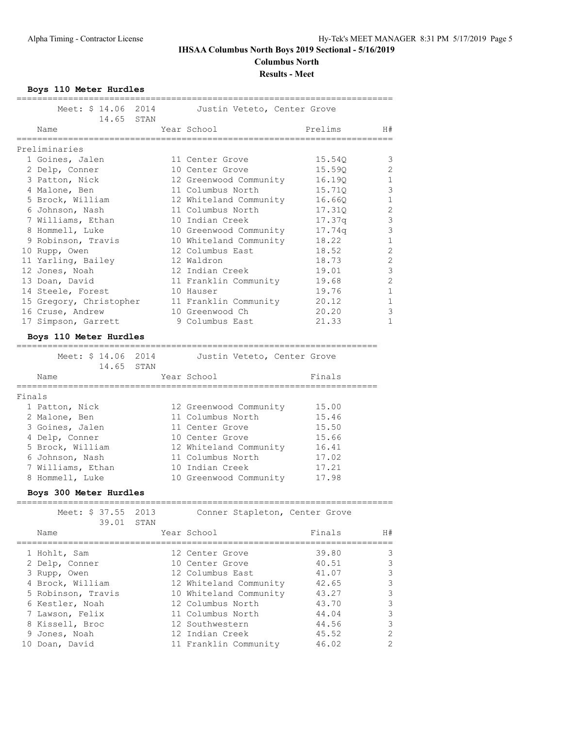# IHSAA Columbus North Boys 2019 Sectional - 5/16/2019

## Columbus North

### Results - Meet

**Boys 110 Meter Hurdles**

Meet: $ 14.06 2014 Justin Veteto, Center Grove
14.65 STAN

| | Name | Year | School | Prelims | H# |
|---|---|---|---|---|---|
| **Preliminaries** | | | | | |
| 1 | Goines, Jalen | 11 | Center Grove | 15.54Q | 3 |
| 2 | Delp, Conner | 10 | Center Grove | 15.59Q | 2 |
| 3 | Patton, Nick | 12 | Greenwood Community | 16.19Q | 1 |
| 4 | Malone, Ben | 11 | Columbus North | 15.71Q | 3 |
| 5 | Brock, William | 12 | Whiteland Community | 16.66Q | 1 |
| 6 | Johnson, Nash | 11 | Columbus North | 17.31Q | 2 |
| 7 | Williams, Ethan | 10 | Indian Creek | 17.37q | 3 |
| 8 | Hommell, Luke | 10 | Greenwood Community | 17.74q | 3 |
| 9 | Robinson, Travis | 10 | Whiteland Community | 18.22 | 1 |
| 10 | Rupp, Owen | 12 | Columbus East | 18.52 | 2 |
| 11 | Yarling, Bailey | 12 | Waldron | 18.73 | 2 |
| 12 | Jones, Noah | 12 | Indian Creek | 19.01 | 3 |
| 13 | Doan, David | 11 | Franklin Community | 19.68 | 2 |
| 14 | Steele, Forest | 10 | Hauser | 19.76 | 1 |
| 15 | Gregory, Christopher | 11 | Franklin Community | 20.12 | 1 |
| 16 | Cruse, Andrew | 10 | Greenwood Ch | 20.20 | 3 |
| 17 | Simpson, Garrett | 9 | Columbus East | 21.33 | 1 |

**Boys 110 Meter Hurdles**

Meet: $ 14.06 2014 Justin Veteto, Center Grove
14.65 STAN

| | Name | Year | School | Finals |
|---|---|---|---|---|
| **Finals** | | | | |
| 1 | Patton, Nick | 12 | Greenwood Community | 15.00 |
| 2 | Malone, Ben | 11 | Columbus North | 15.46 |
| 3 | Goines, Jalen | 11 | Center Grove | 15.50 |
| 4 | Delp, Conner | 10 | Center Grove | 15.66 |
| 5 | Brock, William | 12 | Whiteland Community | 16.41 |
| 6 | Johnson, Nash | 11 | Columbus North | 17.02 |
| 7 | Williams, Ethan | 10 | Indian Creek | 17.21 |
| 8 | Hommell, Luke | 10 | Greenwood Community | 17.98 |

**Boys 300 Meter Hurdles**

Meet: $ 37.55 2013 Conner Stapleton, Center Grove
39.01 STAN

| | Name | Year | School | Finals | H# |
|---|---|---|---|---|---|
| 1 | Hohlt, Sam | 12 | Center Grove | 39.80 | 3 |
| 2 | Delp, Conner | 10 | Center Grove | 40.51 | 3 |
| 3 | Rupp, Owen | 12 | Columbus East | 41.07 | 3 |
| 4 | Brock, William | 12 | Whiteland Community | 42.65 | 3 |
| 5 | Robinson, Travis | 10 | Whiteland Community | 43.27 | 3 |
| 6 | Kestler, Noah | 12 | Columbus North | 43.70 | 3 |
| 7 | Lawson, Felix | 11 | Columbus North | 44.04 | 3 |
| 8 | Kissell, Broc | 12 | Southwestern | 44.56 | 3 |
| 9 | Jones, Noah | 12 | Indian Creek | 45.52 | 2 |
| 10 | Doan, David | 11 | Franklin Community | 46.02 | 2 |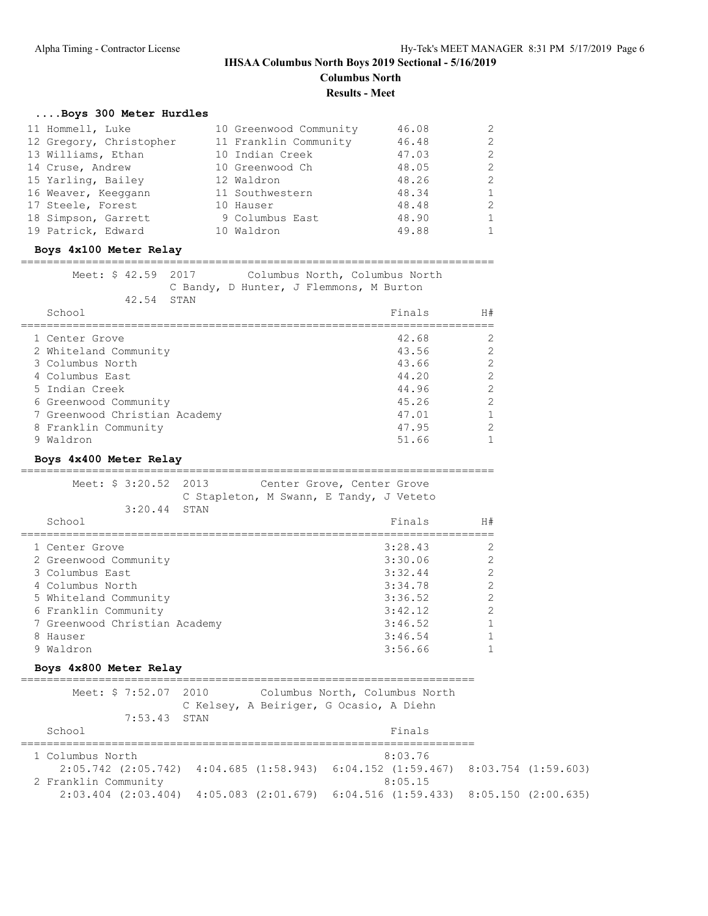# IHSAA Columbus North Boys 2019 Sectional - 5/16/2019

## Columbus North

## Results - Meet

### ....Boys 300 Meter Hurdles

| Place | Name | Yr | School | Finals | H# |
|---|---|---|---|---|---|
| 11 | Hommell, Luke | 10 | Greenwood Community | 46.08 | 2 |
| 12 | Gregory, Christopher | 11 | Franklin Community | 46.48 | 2 |
| 13 | Williams, Ethan | 10 | Indian Creek | 47.03 | 2 |
| 14 | Cruse, Andrew | 10 | Greenwood Ch | 48.05 | 2 |
| 15 | Yarling, Bailey | 12 | Waldron | 48.26 | 2 |
| 16 | Weaver, Keeggann | 11 | Southwestern | 48.34 | 1 |
| 17 | Steele, Forest | 10 | Hauser | 48.48 | 2 |
| 18 | Simpson, Garrett | 9 | Columbus East | 48.90 | 1 |
| 19 | Patrick, Edward | 10 | Waldron | 49.88 | 1 |

### Boys 4x100 Meter Relay

Meet: $ 42.59 2017 Columbus North, Columbus North
C Bandy, D Hunter, J Flemmons, M Burton
42.54 STAN

| Place | School | Finals | H# |
|---|---|---|---|
| 1 | Center Grove | 42.68 | 2 |
| 2 | Whiteland Community | 43.56 | 2 |
| 3 | Columbus North | 43.66 | 2 |
| 4 | Columbus East | 44.20 | 2 |
| 5 | Indian Creek | 44.96 | 2 |
| 6 | Greenwood Community | 45.26 | 2 |
| 7 | Greenwood Christian Academy | 47.01 | 1 |
| 8 | Franklin Community | 47.95 | 2 |
| 9 | Waldron | 51.66 | 1 |

### Boys 4x400 Meter Relay

Meet: $ 3:20.52 2013 Center Grove, Center Grove
C Stapleton, M Swann, E Tandy, J Veteto
3:20.44 STAN

| Place | School | Finals | H# |
|---|---|---|---|
| 1 | Center Grove | 3:28.43 | 2 |
| 2 | Greenwood Community | 3:30.06 | 2 |
| 3 | Columbus East | 3:32.44 | 2 |
| 4 | Columbus North | 3:34.78 | 2 |
| 5 | Whiteland Community | 3:36.52 | 2 |
| 6 | Franklin Community | 3:42.12 | 2 |
| 7 | Greenwood Christian Academy | 3:46.52 | 1 |
| 8 | Hauser | 3:46.54 | 1 |
| 9 | Waldron | 3:56.66 | 1 |

### Boys 4x800 Meter Relay

Meet: $ 7:52.07 2010 Columbus North, Columbus North
C Kelsey, A Beiriger, G Ocasio, A Diehn
7:53.43 STAN

| Place | School | Finals |
|---|---|---|
| 1 | Columbus North | 8:03.76 |
| | 2:05.742 (2:05.742) 4:04.685 (1:58.943) 6:04.152 (1:59.467) 8:03.754 (1:59.603) | |
| 2 | Franklin Community | 8:05.15 |
| | 2:03.404 (2:03.404) 4:05.083 (2:01.679) 6:04.516 (1:59.433) 8:05.150 (2:00.635) | |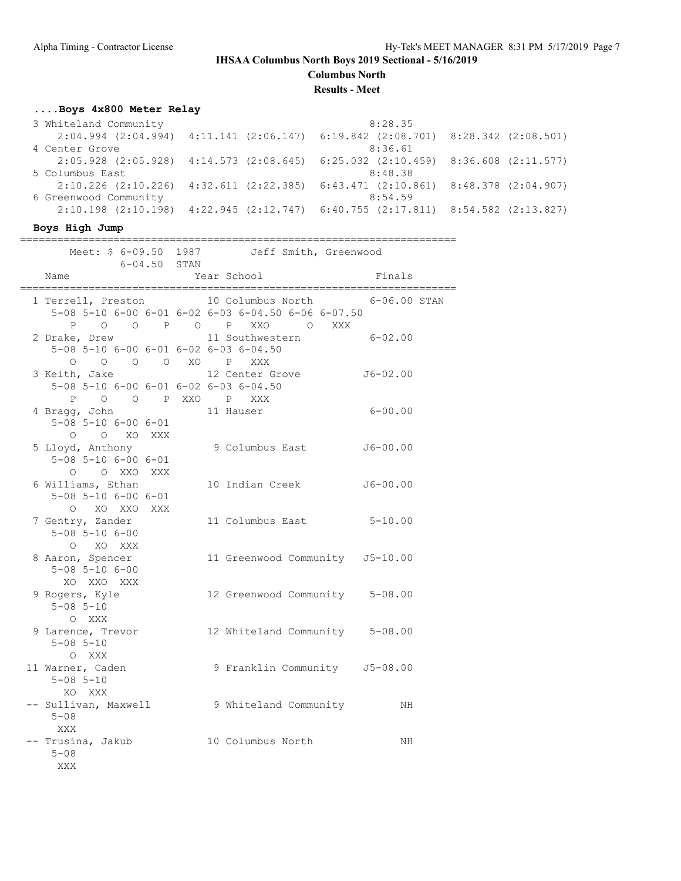# IHSAA Columbus North Boys 2019 Sectional - 5/16/2019

**Columbus North**

**Results - Meet**

### ....Boys 4x800 Meter Relay

```
  3 Whiteland Community                                   8:28.35  
     2:04.994 (2:04.994)  4:11.141 (2:06.147)  6:19.842 (2:08.701)  8:28.342 (2:08.501)
  4 Center Grove                                          8:36.61  
     2:05.928 (2:05.928)  4:14.573 (2:08.645)  6:25.032 (2:10.459)  8:36.608 (2:11.577)
  5 Columbus East                                         8:48.38  
     2:10.226 (2:10.226)  4:32.611 (2:22.385)  6:43.471 (2:10.861)  8:48.378 (2:04.907)
  6 Greenwood Community                                   8:54.59  
     2:10.198 (2:10.198)  4:22.945 (2:12.747)  6:40.755 (2:17.811)  8:54.582 (2:13.827)
```

### Boys High Jump

```
=======================================================================
       Meet: $ 6-09.50  1987        Jeff Smith, Greenwood              
              6-04.50  STAN                                             
    Name                    Year School                  Finals        
=======================================================================
  1 Terrell, Preston          10 Columbus North         6-06.00 STAN  
     5-08 5-10 6-00 6-01 6-02 6-03 6-04.50 6-06 6-07.50 
        P    O    O    P    O    P   XXO      O   XXX 
  2 Drake, Drew               11 Southwestern           6-02.00  
     5-08 5-10 6-00 6-01 6-02 6-03 6-04.50 
        O    O    O    O   XO    P   XXX 
  3 Keith, Jake               12 Center Grove          J6-02.00  
     5-08 5-10 6-00 6-01 6-02 6-03 6-04.50 
        P    O    O    P  XXO    P   XXX 
  4 Bragg, John               11 Hauser                 6-00.00  
     5-08 5-10 6-00 6-01 
        O    O   XO  XXX 
  5 Lloyd, Anthony             9 Columbus East         J6-00.00  
     5-08 5-10 6-00 6-01 
        O    O  XXO  XXX 
  6 Williams, Ethan           10 Indian Creek          J6-00.00  
     5-08 5-10 6-00 6-01 
        O   XO  XXO  XXX 
  7 Gentry, Zander            11 Columbus East          5-10.00  
     5-08 5-10 6-00 
        O   XO  XXX 
  8 Aaron, Spencer            11 Greenwood Community   J5-10.00  
     5-08 5-10 6-00 
       XO  XXO  XXX 
  9 Rogers, Kyle              12 Greenwood Community    5-08.00  
     5-08 5-10 
        O  XXX 
  9 Larence, Trevor           12 Whiteland Community    5-08.00  
     5-08 5-10 
        O  XXX 
 11 Warner, Caden              9 Franklin Community    J5-08.00  
     5-08 5-10 
       XO  XXX 
 -- Sullivan, Maxwell          9 Whiteland Community         NH  
     5-08 
      XXX 
 -- Trusina, Jakub            10 Columbus North              NH  
     5-08 
      XXX 
```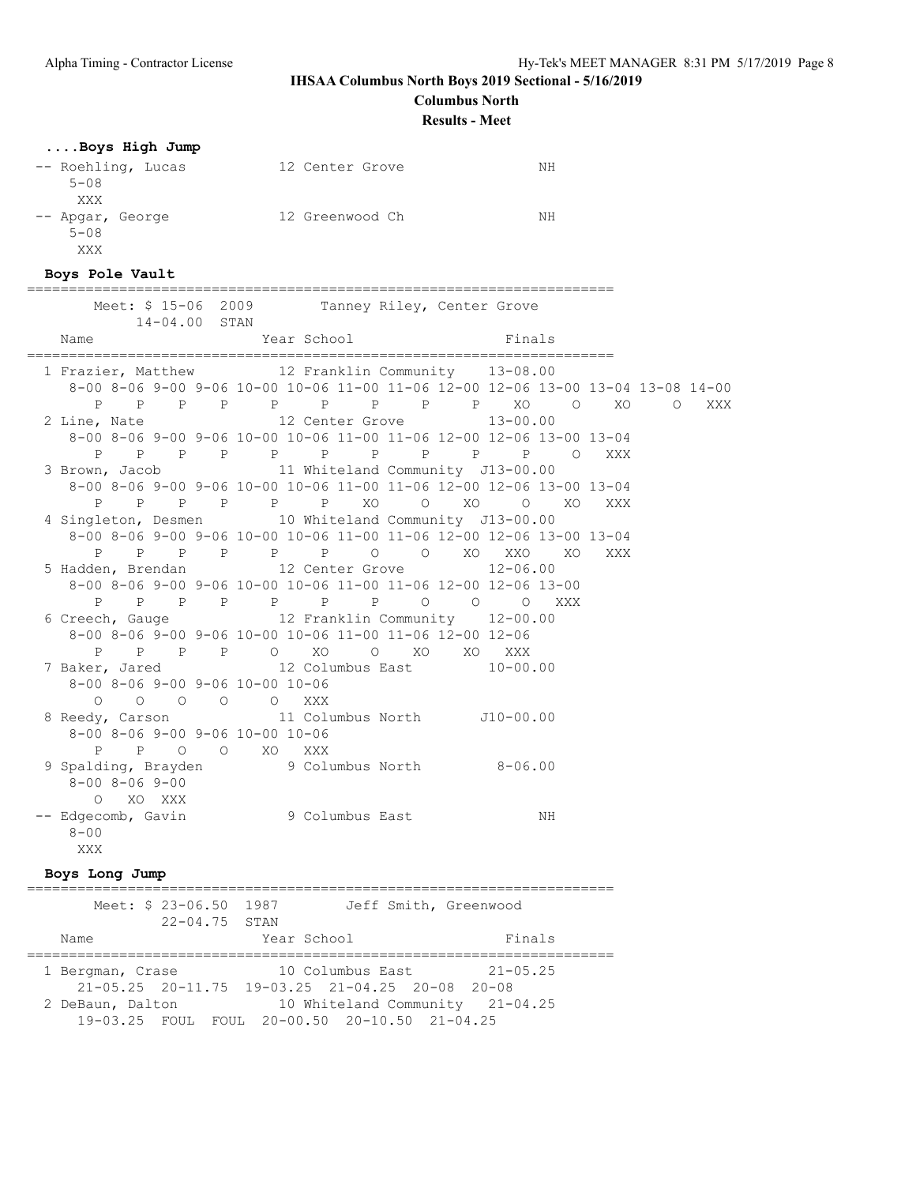**IHSAA Columbus North Boys 2019 Sectional - 5/16/2019**

**Columbus North**

**Results - Meet**

### ....Boys High Jump

```
-- Roehling, Lucas          12 Center Grove               NH
    5-08
     XXX
-- Apgar, George            12 Greenwood Ch               NH
    5-08
     XXX
```

### Boys Pole Vault

```
=======================================================================
       Meet: $ 15-06  2009        Tanney Riley, Center Grove
          14-04.00  STAN
    Name                    Year School                  Finals
=======================================================================
  1 Frazier, Matthew         12 Franklin Community    13-08.00
     8-00 8-06 9-00 9-06 10-00 10-06 11-00 11-06 12-00 12-06 13-00 13-04 13-08 14-00
       P    P    P    P     P     P     P     P     P    XO     O    XO     O   XXX
  2 Line, Nate               12 Center Grove          13-00.00
     8-00 8-06 9-00 9-06 10-00 10-06 11-00 11-06 12-00 12-06 13-00 13-04
       P    P    P    P     P     P     P     P     P     P     O   XXX
  3 Brown, Jacob             11 Whiteland Community  J13-00.00
     8-00 8-06 9-00 9-06 10-00 10-06 11-00 11-06 12-00 12-06 13-00 13-04
       P    P    P    P     P     P    XO     O    XO     O    XO   XXX
  4 Singleton, Desmen        10 Whiteland Community  J13-00.00
     8-00 8-06 9-00 9-06 10-00 10-06 11-00 11-06 12-00 12-06 13-00 13-04
       P    P    P    P     P     P     O     O    XO   XXO    XO   XXX
  5 Hadden, Brendan          12 Center Grove          12-06.00
     8-00 8-06 9-00 9-06 10-00 10-06 11-00 11-06 12-00 12-06 13-00
       P    P    P    P     P     P     P     O     O     O   XXX
  6 Creech, Gauge            12 Franklin Community    12-00.00
     8-00 8-06 9-00 9-06 10-00 10-06 11-00 11-06 12-00 12-06
       P    P    P    P     O    XO     O    XO    XO   XXX
  7 Baker, Jared             12 Columbus East         10-00.00
     8-00 8-06 9-00 9-06 10-00 10-06
       O    O    O    O     O   XXX
  8 Reedy, Carson            11 Columbus North       J10-00.00
     8-00 8-06 9-00 9-06 10-00 10-06
       P    P    O    O    XO   XXX
  9 Spalding, Brayden         9 Columbus North         8-06.00
     8-00 8-06 9-00
       O   XO  XXX
 -- Edgecomb, Gavin           9 Columbus East               NH
     8-00
      XXX
```

### Boys Long Jump

```
=======================================================================
       Meet: $ 23-06.50  1987        Jeff Smith, Greenwood
            22-04.75  STAN
    Name                    Year School                  Finals
=======================================================================
  1 Bergman, Crase           10 Columbus East         21-05.25
     21-05.25  20-11.75  19-03.25  21-04.25  20-08  20-08
  2 DeBaun, Dalton           10 Whiteland Community   21-04.25
     19-03.25  FOUL  FOUL  20-00.50  20-10.50  21-04.25
```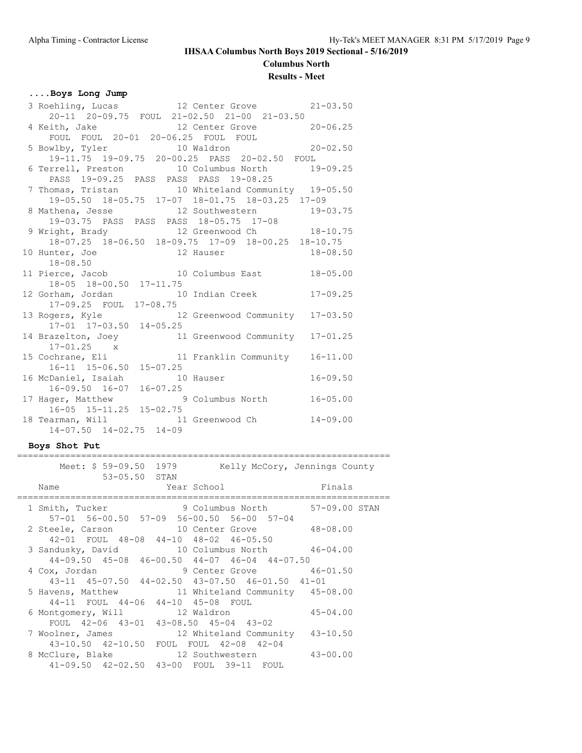**IHSAA Columbus North Boys 2019 Sectional - 5/16/2019**

**Columbus North**

**Results - Meet**

### ....Boys Long Jump

```
 3 Roehling, Lucas            12 Center Grove            21-03.50
    20-11  20-09.75  FOUL  21-02.50  21-00  21-03.50
 4 Keith, Jake                12 Center Grove            20-06.25
    FOUL  FOUL  20-01  20-06.25  FOUL  FOUL
 5 Bowlby, Tyler              10 Waldron                 20-02.50
    19-11.75  19-09.75  20-00.25  PASS  20-02.50  FOUL
 6 Terrell, Preston           10 Columbus North          19-09.25
    PASS  19-09.25  PASS  PASS  PASS  19-08.25
 7 Thomas, Tristan            10 Whiteland Community     19-05.50
    19-05.50  18-05.75  17-07  18-01.75  18-03.25  17-09
 8 Mathena, Jesse             12 Southwestern            19-03.75
    19-03.75  PASS  PASS  PASS  18-05.75  17-08
 9 Wright, Brady              12 Greenwood Ch            18-10.75
    18-07.25  18-06.50  18-09.75  17-09  18-00.25  18-10.75
10 Hunter, Joe                12 Hauser                  18-08.50
    18-08.50
11 Pierce, Jacob              10 Columbus East           18-05.00
    18-05  18-00.50  17-11.75
12 Gorham, Jordan             10 Indian Creek            17-09.25
    17-09.25  FOUL  17-08.75
13 Rogers, Kyle               12 Greenwood Community     17-03.50
    17-01  17-03.50  14-05.25
14 Brazelton, Joey            11 Greenwood Community     17-01.25
    17-01.25    x
15 Cochrane, Eli              11 Franklin Community      16-11.00
    16-11  15-06.50  15-07.25
16 McDaniel, Isaiah           10 Hauser                  16-09.50
    16-09.50  16-07  16-07.25
17 Hager, Matthew              9 Columbus North          16-05.00
    16-05  15-11.25  15-02.75
18 Tearman, Will              11 Greenwood Ch            14-09.00
    14-07.50  14-02.75  14-09
```

### Boys Shot Put

```
======================================================================
      Meet: $ 59-09.50  1979        Kelly McCory, Jennings County
              53-05.50  STAN
    Name                    Year School                 Finals
======================================================================
  1 Smith, Tucker              9 Columbus North       57-09.00 STAN
     57-01  56-00.50  57-09  56-00.50  56-00  57-04
  2 Steele, Carson            10 Center Grove           48-08.00
     42-01  FOUL  48-08  44-10  48-02  46-05.50
  3 Sandusky, David           10 Columbus North         46-04.00
     44-09.50  45-08  46-00.50  44-07  46-04  44-07.50
  4 Cox, Jordan                9 Center Grove           46-01.50
     43-11  45-07.50  44-02.50  43-07.50  46-01.50  41-01
  5 Havens, Matthew           11 Whiteland Community    45-08.00
     44-11  FOUL  44-06  44-10  45-08  FOUL
  6 Montgomery, Will          12 Waldron                45-04.00
     FOUL  42-06  43-01  43-08.50  45-04  43-02
  7 Woolner, James            12 Whiteland Community    43-10.50
     43-10.50  42-10.50  FOUL  FOUL  42-08  42-04
  8 McClure, Blake            12 Southwestern           43-00.00
     41-09.50  42-02.50  43-00  FOUL  39-11  FOUL
```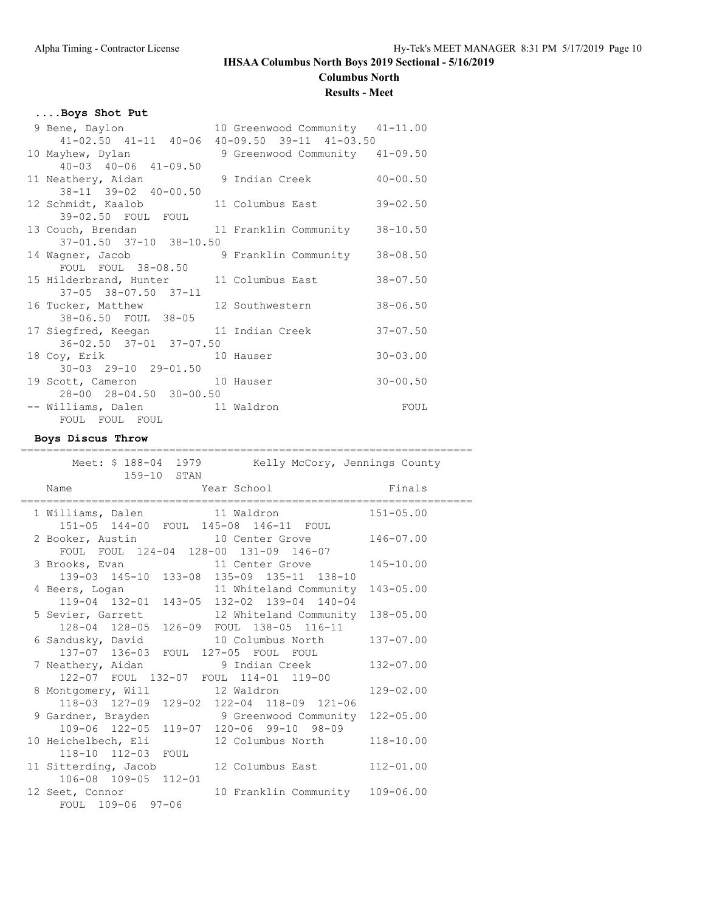# IHSAA Columbus North Boys 2019 Sectional - 5/16/2019

## Columbus North

### Results - Meet

#### ....Boys Shot Put

```
 9 Bene, Daylon              10 Greenwood Community   41-11.00
     41-02.50  41-11  40-06  40-09.50  39-11  41-03.50
10 Mayhew, Dylan              9 Greenwood Community   41-09.50
     40-03  40-06  41-09.50
11 Neathery, Aidan            9 Indian Creek          40-00.50
     38-11  39-02  40-00.50
12 Schmidt, Kaalob           11 Columbus East         39-02.50
     39-02.50  FOUL  FOUL
13 Couch, Brendan            11 Franklin Community    38-10.50
     37-01.50  37-10  38-10.50
14 Wagner, Jacob              9 Franklin Community    38-08.50
     FOUL  FOUL  38-08.50
15 Hilderbrand, Hunter       11 Columbus East         38-07.50
     37-05  38-07.50  37-11
16 Tucker, Matthew           12 Southwestern          38-06.50
     38-06.50  FOUL  38-05
17 Siegfred, Keegan          11 Indian Creek          37-07.50
     36-02.50  37-01  37-07.50
18 Coy, Erik                 10 Hauser                30-03.00
     30-03  29-10  29-01.50
19 Scott, Cameron            10 Hauser                30-00.50
     28-00  28-04.50  30-00.50
-- Williams, Dalen           11 Waldron                   FOUL
     FOUL  FOUL  FOUL
```

#### Boys Discus Throw

```
=======================================================================
       Meet: $ 188-04  1979        Kelly McCory, Jennings County
             159-10  STAN
   Name                    Year School                   Finals
=======================================================================
  1 Williams, Dalen          11 Waldron               151-05.00
     151-05  144-00  FOUL  145-08  146-11  FOUL
  2 Booker, Austin           10 Center Grove          146-07.00
     FOUL  FOUL  124-04  128-00  131-09  146-07
  3 Brooks, Evan             11 Center Grove          145-10.00
     139-03  145-10  133-08  135-09  135-11  138-10
  4 Beers, Logan             11 Whiteland Community   143-05.00
     119-04  132-01  143-05  132-02  139-04  140-04
  5 Sevier, Garrett          12 Whiteland Community   138-05.00
     128-04  128-05  126-09  FOUL  138-05  116-11
  6 Sandusky, David          10 Columbus North        137-07.00
     137-07  136-03  FOUL  127-05  FOUL  FOUL
  7 Neathery, Aidan           9 Indian Creek          132-07.00
     122-07  FOUL  132-07  FOUL  114-01  119-00
  8 Montgomery, Will         12 Waldron               129-02.00
     118-03  127-09  129-02  122-04  118-09  121-06
  9 Gardner, Brayden          9 Greenwood Community   122-05.00
     109-06  122-05  119-07  120-06  99-10  98-09
 10 Heichelbech, Eli         12 Columbus North        118-10.00
     118-10  112-03  FOUL
 11 Sitterding, Jacob        12 Columbus East         112-01.00
     106-08  109-05  112-01
 12 Seet, Connor             10 Franklin Community    109-06.00
     FOUL  109-06  97-06
```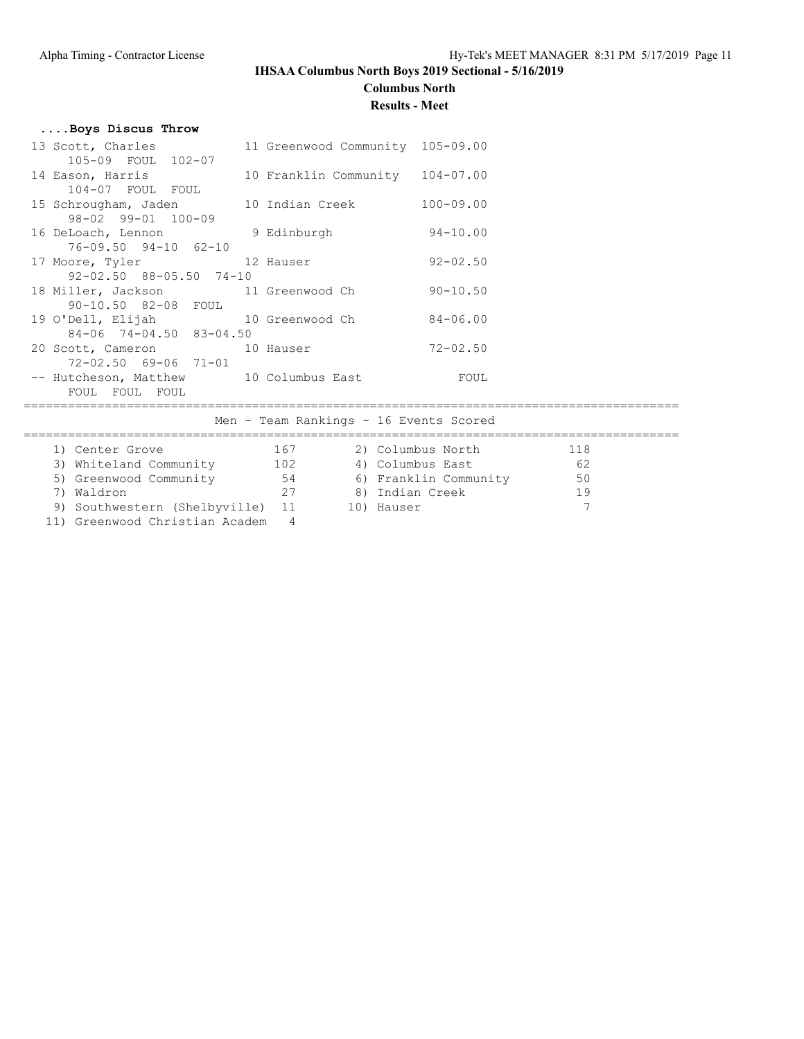....Boys Discus Throw

| | | | |
|---|---|---|---|
| 13 Scott, Charles | 11 Greenwood Community | 105-09.00 | |
| 105-09 FOUL 102-07 | | | |
| 14 Eason, Harris | 10 Franklin Community | 104-07.00 | |
| 104-07 FOUL FOUL | | | |
| 15 Schrougham, Jaden | 10 Indian Creek | 100-09.00 | |
| 98-02 99-01 100-09 | | | |
| 16 DeLoach, Lennon | 9 Edinburgh | 94-10.00 | |
| 76-09.50 94-10 62-10 | | | |
| 17 Moore, Tyler | 12 Hauser | 92-02.50 | |
| 92-02.50 88-05.50 74-10 | | | |
| 18 Miller, Jackson | 11 Greenwood Ch | 90-10.50 | |
| 90-10.50 82-08 FOUL | | | |
| 19 O'Dell, Elijah | 10 Greenwood Ch | 84-06.00 | |
| 84-06 74-04.50 83-04.50 | | | |
| 20 Scott, Cameron | 10 Hauser | 72-02.50 | |
| 72-02.50 69-06 71-01 | | | |
| -- Hutcheson, Matthew | 10 Columbus East | FOUL | |
| FOUL FOUL FOUL | | | |

## Men - Team Rankings - 16 Events Scored

| | | | |
|---|---|---|---|
| 1) Center Grove | 167 | 2) Columbus North | 118 |
| 3) Whiteland Community | 102 | 4) Columbus East | 62 |
| 5) Greenwood Community | 54 | 6) Franklin Community | 50 |
| 7) Waldron | 27 | 8) Indian Creek | 19 |
| 9) Southwestern (Shelbyville) | 11 | 10) Hauser | 7 |
| 11) Greenwood Christian Academ | 4 | | |